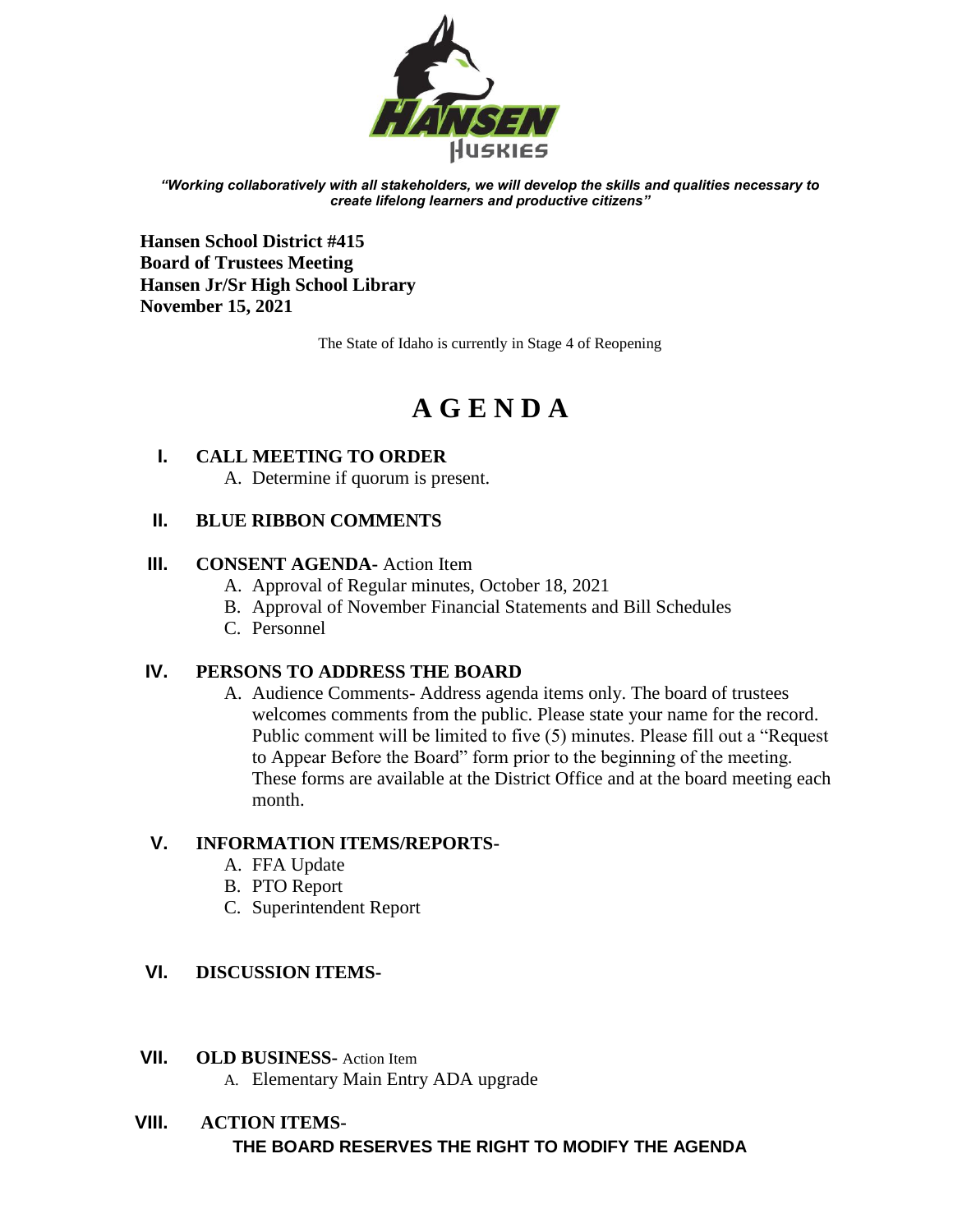HANSEN
HUSKIES

*"Working collaboratively with all stakeholders, we will develop the skills and qualities necessary to create lifelong learners and productive citizens"*

**Hansen School District #415**
**Board of Trustees Meeting**
**Hansen Jr/Sr High School Library**
**November 15, 2021**

The State of Idaho is currently in Stage 4 of Reopening

# A G E N D A

**I. CALL MEETING TO ORDER**

A. Determine if quorum is present.

**II. BLUE RIBBON COMMENTS**

**III. CONSENT AGENDA-** Action Item

A. Approval of Regular minutes, October 18, 2021
B. Approval of November Financial Statements and Bill Schedules
C. Personnel

**IV. PERSONS TO ADDRESS THE BOARD**

A. Audience Comments- Address agenda items only. The board of trustees welcomes comments from the public. Please state your name for the record. Public comment will be limited to five (5) minutes. Please fill out a "Request to Appear Before the Board" form prior to the beginning of the meeting. These forms are available at the District Office and at the board meeting each month.

**V. INFORMATION ITEMS/REPORTS-**

A. FFA Update
B. PTO Report
C. Superintendent Report

**VI. DISCUSSION ITEMS-**

**VII. OLD BUSINESS-** Action Item

A. Elementary Main Entry ADA upgrade

**VIII. ACTION ITEMS-**

**THE BOARD RESERVES THE RIGHT TO MODIFY THE AGENDA**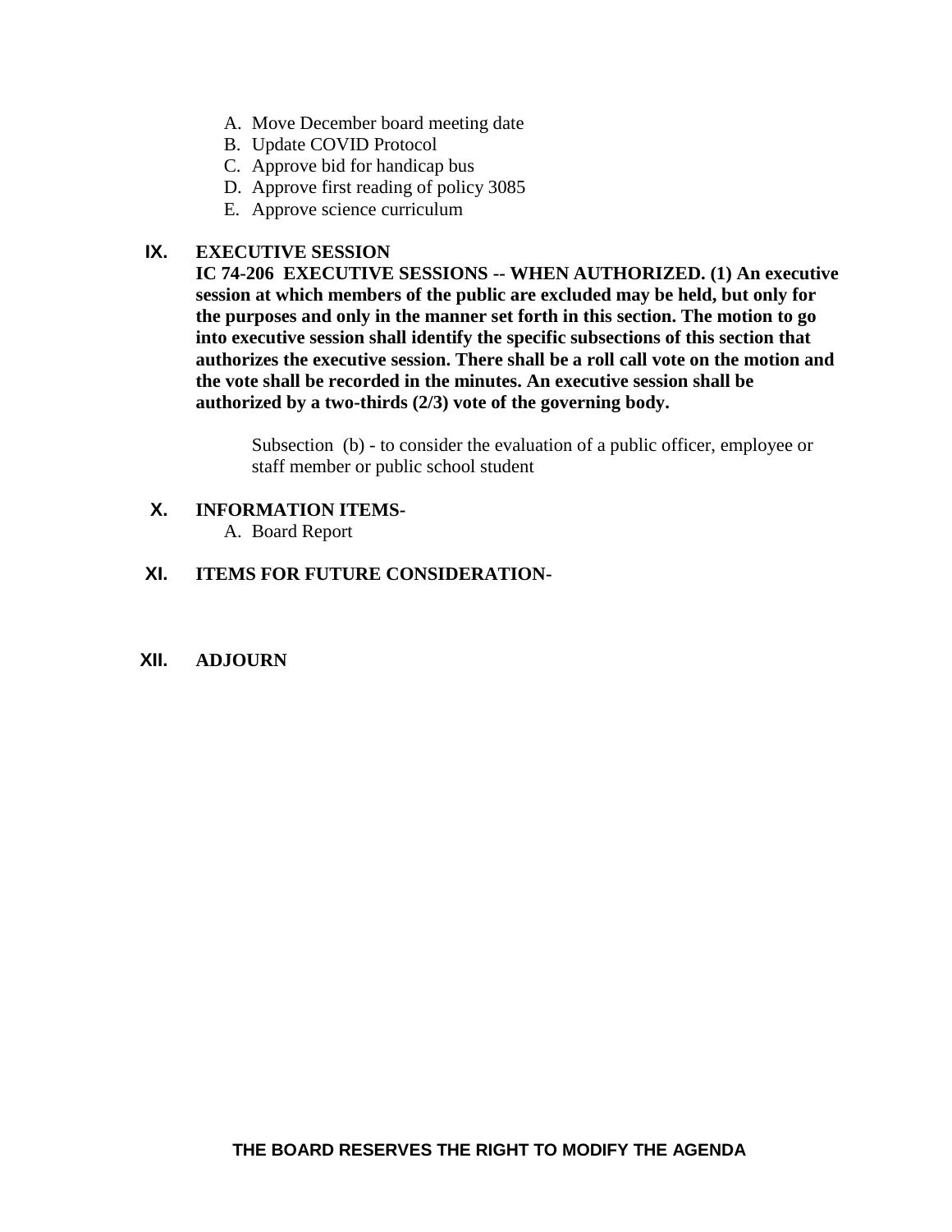A. Move December board meeting date
B. Update COVID Protocol
C. Approve bid for handicap bus
D. Approve first reading of policy 3085
E. Approve science curriculum

## IX. EXECUTIVE SESSION

**IC 74-206 EXECUTIVE SESSIONS -- WHEN AUTHORIZED. (1) An executive session at which members of the public are excluded may be held, but only for the purposes and only in the manner set forth in this section. The motion to go into executive session shall identify the specific subsections of this section that authorizes the executive session. There shall be a roll call vote on the motion and the vote shall be recorded in the minutes. An executive session shall be authorized by a two-thirds (2/3) vote of the governing body.**

Subsection (b) - to consider the evaluation of a public officer, employee or staff member or public school student

## X. INFORMATION ITEMS-

A. Board Report

## XI. ITEMS FOR FUTURE CONSIDERATION-

## XII. ADJOURN

**THE BOARD RESERVES THE RIGHT TO MODIFY THE AGENDA**